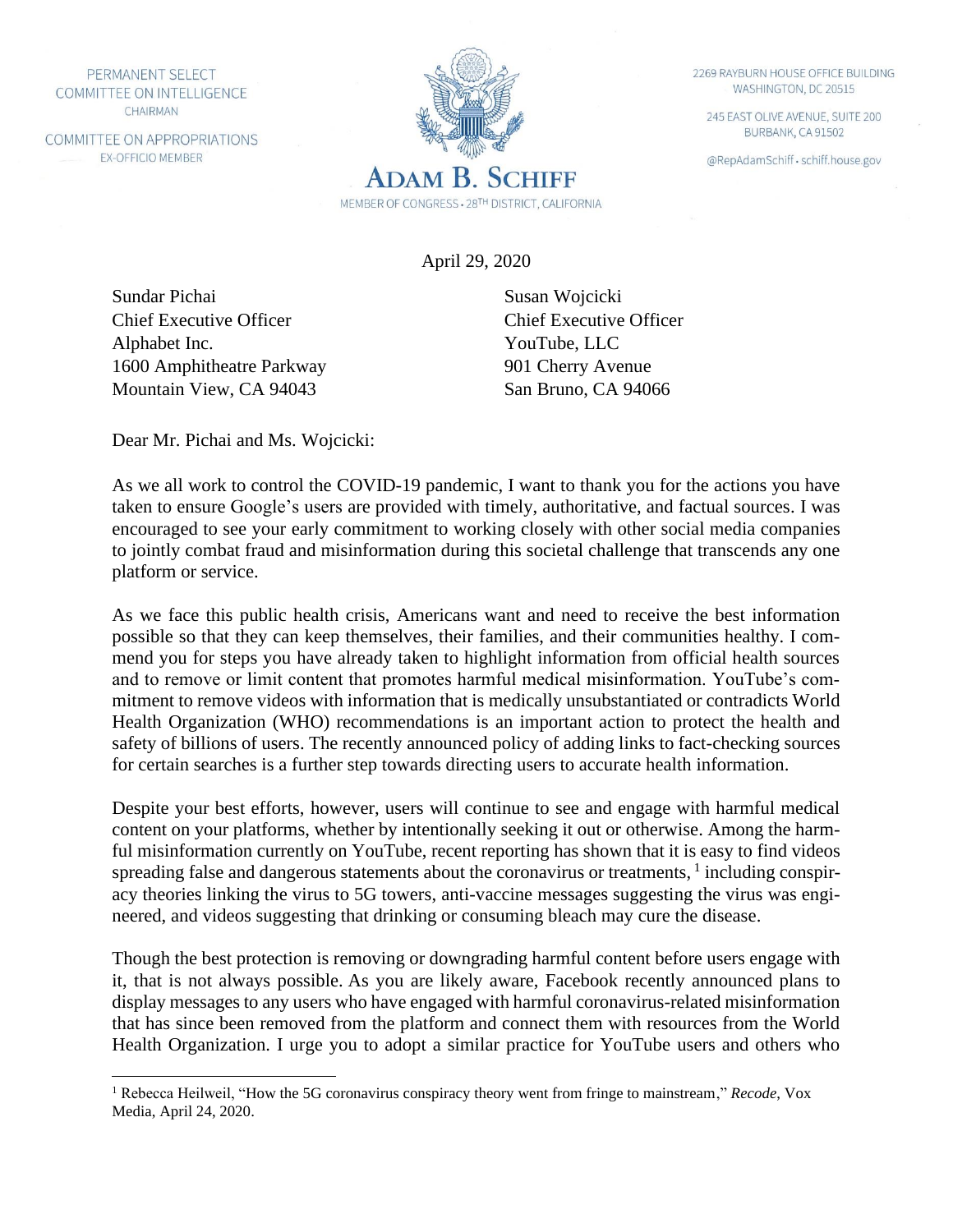PERMANENT SELECT COMMITTEE ON INTELLIGENCE
CHAIRMAN

COMMITTEE ON APPROPRIATIONS
EX-OFFICIO MEMBER

# ADAM B. SCHIFF

MEMBER OF CONGRESS • 28TH DISTRICT, CALIFORNIA

2269 RAYBURN HOUSE OFFICE BUILDING
WASHINGTON, DC 20515

245 EAST OLIVE AVENUE, SUITE 200
BURBANK, CA 91502

@RepAdamSchiff • schiff.house.gov

April 29, 2020

Sundar Pichai
Chief Executive Officer
Alphabet Inc.
1600 Amphitheatre Parkway
Mountain View, CA 94043

Susan Wojcicki
Chief Executive Officer
YouTube, LLC
901 Cherry Avenue
San Bruno, CA 94066

Dear Mr. Pichai and Ms. Wojcicki:

As we all work to control the COVID-19 pandemic, I want to thank you for the actions you have taken to ensure Google's users are provided with timely, authoritative, and factual sources. I was encouraged to see your early commitment to working closely with other social media companies to jointly combat fraud and misinformation during this societal challenge that transcends any one platform or service.

As we face this public health crisis, Americans want and need to receive the best information possible so that they can keep themselves, their families, and their communities healthy. I commend you for steps you have already taken to highlight information from official health sources and to remove or limit content that promotes harmful medical misinformation. YouTube's commitment to remove videos with information that is medically unsubstantiated or contradicts World Health Organization (WHO) recommendations is an important action to protect the health and safety of billions of users. The recently announced policy of adding links to fact-checking sources for certain searches is a further step towards directing users to accurate health information.

Despite your best efforts, however, users will continue to see and engage with harmful medical content on your platforms, whether by intentionally seeking it out or otherwise. Among the harmful misinformation currently on YouTube, recent reporting has shown that it is easy to find videos spreading false and dangerous statements about the coronavirus or treatments, [1] including conspiracy theories linking the virus to 5G towers, anti-vaccine messages suggesting the virus was engineered, and videos suggesting that drinking or consuming bleach may cure the disease.

Though the best protection is removing or downgrading harmful content before users engage with it, that is not always possible. As you are likely aware, Facebook recently announced plans to display messages to any users who have engaged with harmful coronavirus-related misinformation that has since been removed from the platform and connect them with resources from the World Health Organization. I urge you to adopt a similar practice for YouTube users and others who

[1] Rebecca Heilweil, "How the 5G coronavirus conspiracy theory went from fringe to mainstream," *Recode*, Vox Media, April 24, 2020.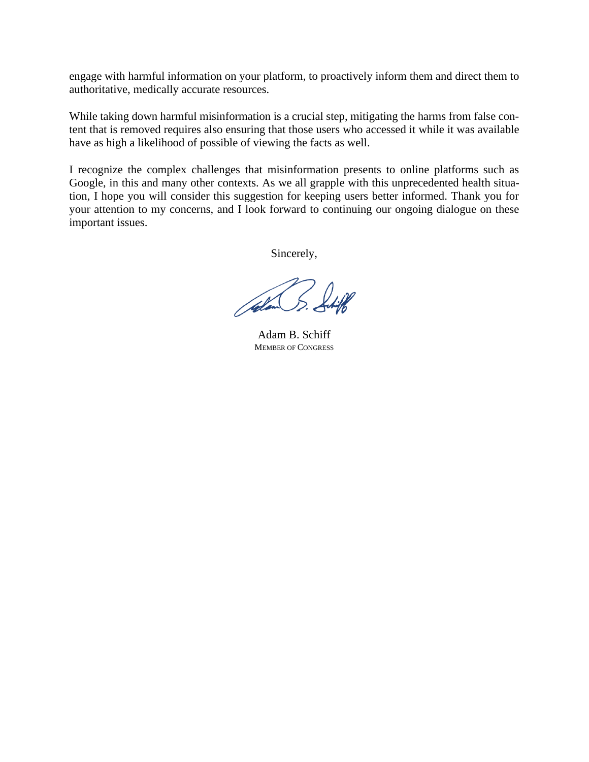engage with harmful information on your platform, to proactively inform them and direct them to authoritative, medically accurate resources.

While taking down harmful misinformation is a crucial step, mitigating the harms from false content that is removed requires also ensuring that those users who accessed it while it was available have as high a likelihood of possible of viewing the facts as well.

I recognize the complex challenges that misinformation presents to online platforms such as Google, in this and many other contexts. As we all grapple with this unprecedented health situation, I hope you will consider this suggestion for keeping users better informed. Thank you for your attention to my concerns, and I look forward to continuing our ongoing dialogue on these important issues.

Sincerely,

Adam B. Schiff
MEMBER OF CONGRESS